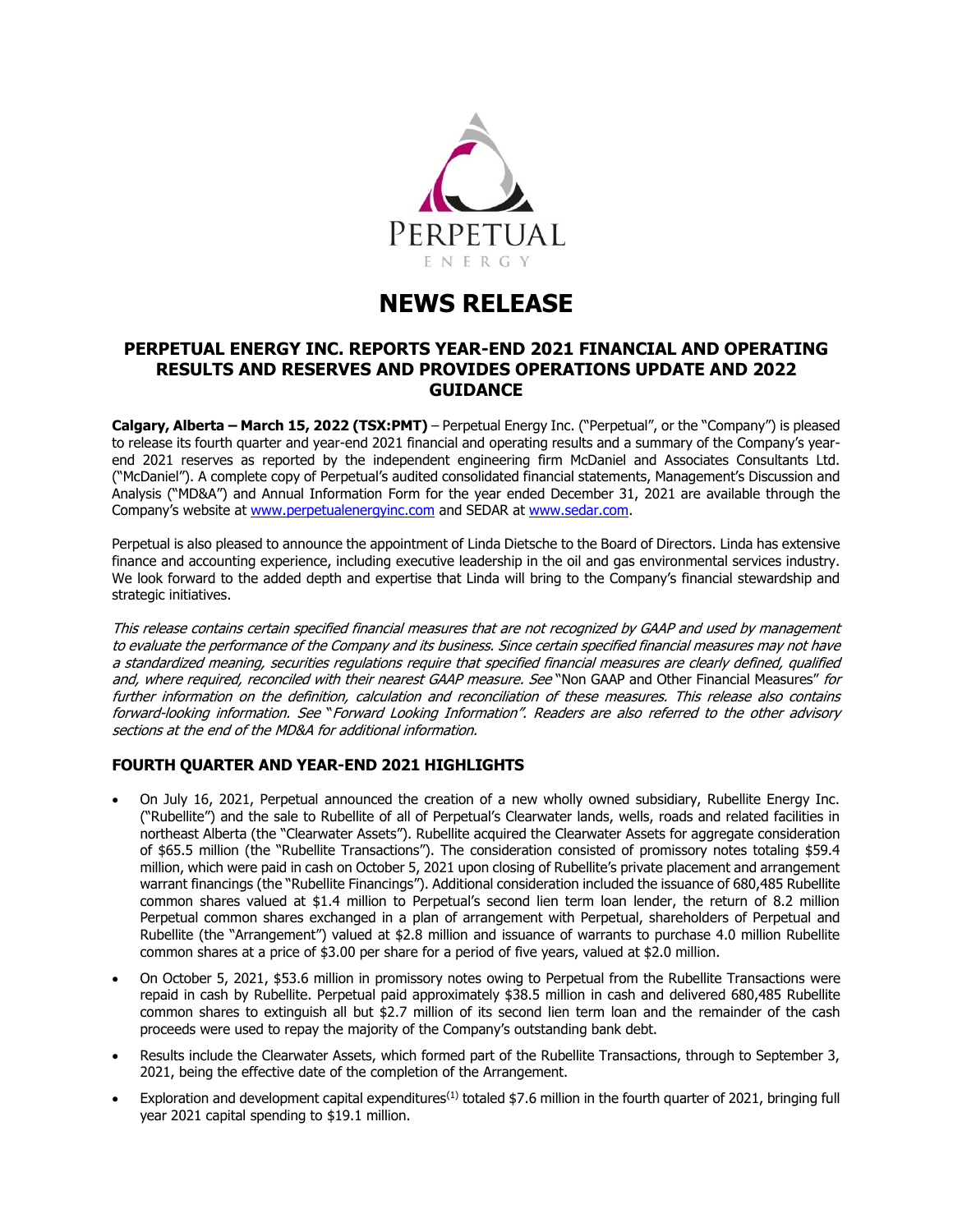# NEWS RELEASE

## PERPETUAL ENERGY INC. REPORTS YEAR-END 2021 FINANCIAL AND OPERATING RESULTS AND RESERVES AND PROVIDES OPERATIONS UPDATE AND 2022 GUIDANCE

**Calgary, Alberta – March 15, 2022 (TSX:PMT)** – Perpetual Energy Inc. ("Perpetual", or the "Company") is pleased to release its fourth quarter and year-end 2021 financial and operating results and a summary of the Company's year-end 2021 reserves as reported by the independent engineering firm McDaniel and Associates Consultants Ltd. ("McDaniel"). A complete copy of Perpetual's audited consolidated financial statements, Management's Discussion and Analysis ("MD&A") and Annual Information Form for the year ended December 31, 2021 are available through the Company's website at www.perpetualenergyinc.com and SEDAR at www.sedar.com.

Perpetual is also pleased to announce the appointment of Linda Dietsche to the Board of Directors. Linda has extensive finance and accounting experience, including executive leadership in the oil and gas environmental services industry. We look forward to the added depth and expertise that Linda will bring to the Company's financial stewardship and strategic initiatives.

*This release contains certain specified financial measures that are not recognized by GAAP and used by management to evaluate the performance of the Company and its business. Since certain specified financial measures may not have a standardized meaning, securities regulations require that specified financial measures are clearly defined, qualified and, where required, reconciled with their nearest GAAP measure. See* "Non GAAP and Other Financial Measures" *for further information on the definition, calculation and reconciliation of these measures. This release also contains forward-looking information. See "Forward Looking Information". Readers are also referred to the other advisory sections at the end of the MD&A for additional information.*

## FOURTH QUARTER AND YEAR-END 2021 HIGHLIGHTS

- On July 16, 2021, Perpetual announced the creation of a new wholly owned subsidiary, Rubellite Energy Inc. ("Rubellite") and the sale to Rubellite of all of Perpetual's Clearwater lands, wells, roads and related facilities in northeast Alberta (the "Clearwater Assets"). Rubellite acquired the Clearwater Assets for aggregate consideration of $65.5 million (the "Rubellite Transactions"). The consideration consisted of promissory notes totaling $59.4 million, which were paid in cash on October 5, 2021 upon closing of Rubellite's private placement and arrangement warrant financings (the "Rubellite Financings"). Additional consideration included the issuance of 680,485 Rubellite common shares valued at $1.4 million to Perpetual's second lien term loan lender, the return of 8.2 million Perpetual common shares exchanged in a plan of arrangement with Perpetual, shareholders of Perpetual and Rubellite (the "Arrangement") valued at $2.8 million and issuance of warrants to purchase 4.0 million Rubellite common shares at a price of $3.00 per share for a period of five years, valued at $2.0 million.
- On October 5, 2021, $53.6 million in promissory notes owing to Perpetual from the Rubellite Transactions were repaid in cash by Rubellite. Perpetual paid approximately $38.5 million in cash and delivered 680,485 Rubellite common shares to extinguish all but $2.7 million of its second lien term loan and the remainder of the cash proceeds were used to repay the majority of the Company's outstanding bank debt.
- Results include the Clearwater Assets, which formed part of the Rubellite Transactions, through to September 3, 2021, being the effective date of the completion of the Arrangement.
- Exploration and development capital expenditures[(1)] totaled $7.6 million in the fourth quarter of 2021, bringing full year 2021 capital spending to $19.1 million.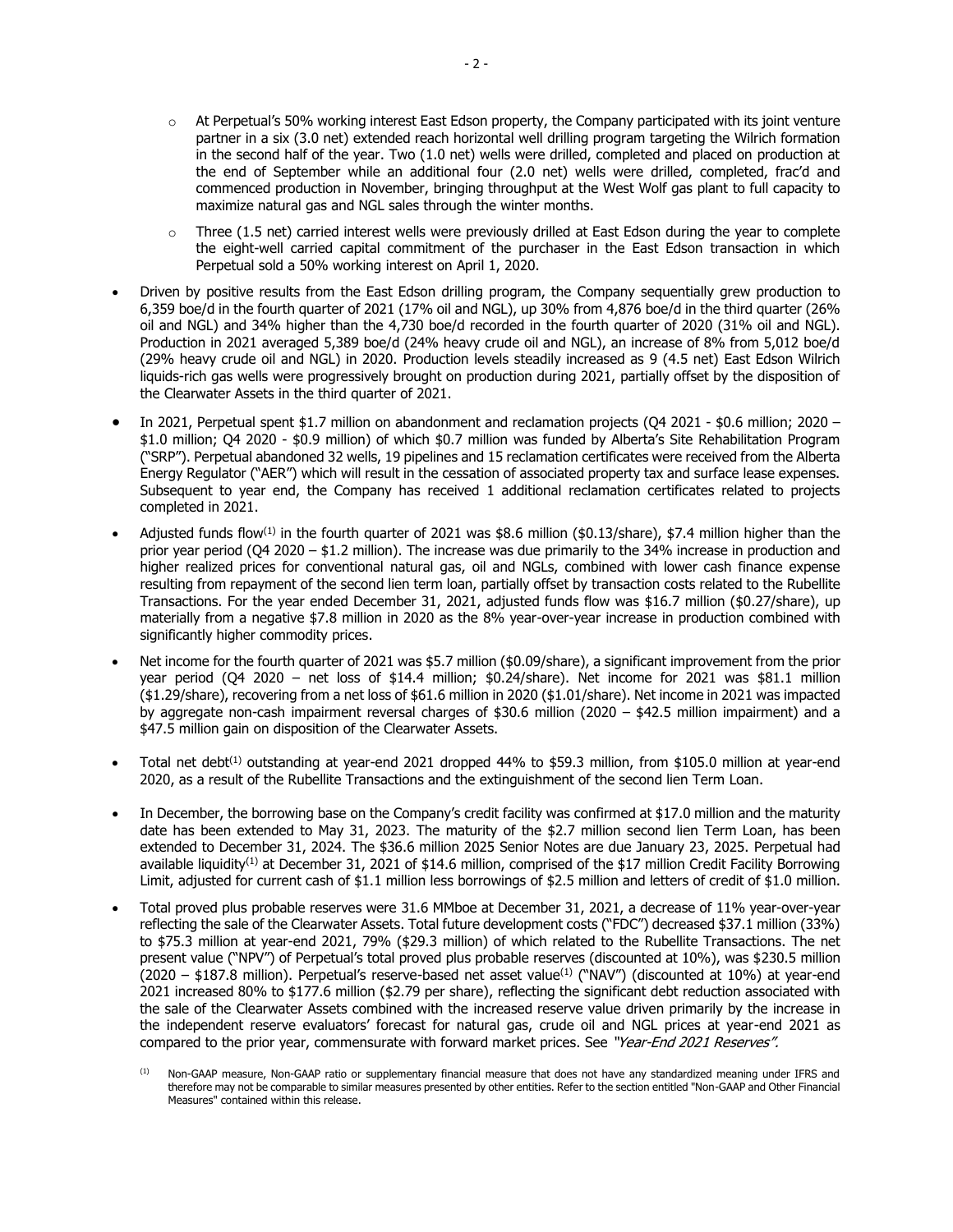- At Perpetual's 50% working interest East Edson property, the Company participated with its joint venture partner in a six (3.0 net) extended reach horizontal well drilling program targeting the Wilrich formation in the second half of the year. Two (1.0 net) wells were drilled, completed and placed on production at the end of September while an additional four (2.0 net) wells were drilled, completed, frac'd and commenced production in November, bringing throughput at the West Wolf gas plant to full capacity to maximize natural gas and NGL sales through the winter months.
  - Three (1.5 net) carried interest wells were previously drilled at East Edson during the year to complete the eight-well carried capital commitment of the purchaser in the East Edson transaction in which Perpetual sold a 50% working interest on April 1, 2020.
- Driven by positive results from the East Edson drilling program, the Company sequentially grew production to 6,359 boe/d in the fourth quarter of 2021 (17% oil and NGL), up 30% from 4,876 boe/d in the third quarter (26% oil and NGL) and 34% higher than the 4,730 boe/d recorded in the fourth quarter of 2020 (31% oil and NGL). Production in 2021 averaged 5,389 boe/d (24% heavy crude oil and NGL), an increase of 8% from 5,012 boe/d (29% heavy crude oil and NGL) in 2020. Production levels steadily increased as 9 (4.5 net) East Edson Wilrich liquids-rich gas wells were progressively brought on production during 2021, partially offset by the disposition of the Clearwater Assets in the third quarter of 2021.
- In 2021, Perpetual spent $1.7 million on abandonment and reclamation projects (Q4 2021 - $0.6 million; 2020 – $1.0 million; Q4 2020 - $0.9 million) of which $0.7 million was funded by Alberta's Site Rehabilitation Program ("SRP"). Perpetual abandoned 32 wells, 19 pipelines and 15 reclamation certificates were received from the Alberta Energy Regulator ("AER") which will result in the cessation of associated property tax and surface lease expenses. Subsequent to year end, the Company has received 1 additional reclamation certificates related to projects completed in 2021.
- Adjusted funds flow[(1)] in the fourth quarter of 2021 was $8.6 million ($0.13/share), $7.4 million higher than the prior year period (Q4 2020 – $1.2 million). The increase was due primarily to the 34% increase in production and higher realized prices for conventional natural gas, oil and NGLs, combined with lower cash finance expense resulting from repayment of the second lien term loan, partially offset by transaction costs related to the Rubellite Transactions. For the year ended December 31, 2021, adjusted funds flow was $16.7 million ($0.27/share), up materially from a negative $7.8 million in 2020 as the 8% year-over-year increase in production combined with significantly higher commodity prices.
- Net income for the fourth quarter of 2021 was $5.7 million ($0.09/share), a significant improvement from the prior year period (Q4 2020 – net loss of $14.4 million; $0.24/share). Net income for 2021 was $81.1 million ($1.29/share), recovering from a net loss of $61.6 million in 2020 ($1.01/share). Net income in 2021 was impacted by aggregate non-cash impairment reversal charges of $30.6 million (2020 – $42.5 million impairment) and a $47.5 million gain on disposition of the Clearwater Assets.
- Total net debt[(1)] outstanding at year-end 2021 dropped 44% to $59.3 million, from $105.0 million at year-end 2020, as a result of the Rubellite Transactions and the extinguishment of the second lien Term Loan.
- In December, the borrowing base on the Company's credit facility was confirmed at $17.0 million and the maturity date has been extended to May 31, 2023. The maturity of the $2.7 million second lien Term Loan, has been extended to December 31, 2024. The $36.6 million 2025 Senior Notes are due January 23, 2025. Perpetual had available liquidity[(1)] at December 31, 2021 of $14.6 million, comprised of the $17 million Credit Facility Borrowing Limit, adjusted for current cash of $1.1 million less borrowings of $2.5 million and letters of credit of $1.0 million.
- Total proved plus probable reserves were 31.6 MMboe at December 31, 2021, a decrease of 11% year-over-year reflecting the sale of the Clearwater Assets. Total future development costs ("FDC") decreased $37.1 million (33%) to $75.3 million at year-end 2021, 79% ($29.3 million) of which related to the Rubellite Transactions. The net present value ("NPV") of Perpetual's total proved plus probable reserves (discounted at 10%), was $230.5 million (2020 – $187.8 million). Perpetual's reserve-based net asset value[(1)] ("NAV") (discounted at 10%) at year-end 2021 increased 80% to $177.6 million ($2.79 per share), reflecting the significant debt reduction associated with the sale of the Clearwater Assets combined with the increased reserve value driven primarily by the increase in the independent reserve evaluators' forecast for natural gas, crude oil and NGL prices at year-end 2021 as compared to the prior year, commensurate with forward market prices. See *"Year-End 2021 Reserves".*

(1) Non-GAAP measure, Non-GAAP ratio or supplementary financial measure that does not have any standardized meaning under IFRS and therefore may not be comparable to similar measures presented by other entities. Refer to the section entitled "Non-GAAP and Other Financial Measures" contained within this release.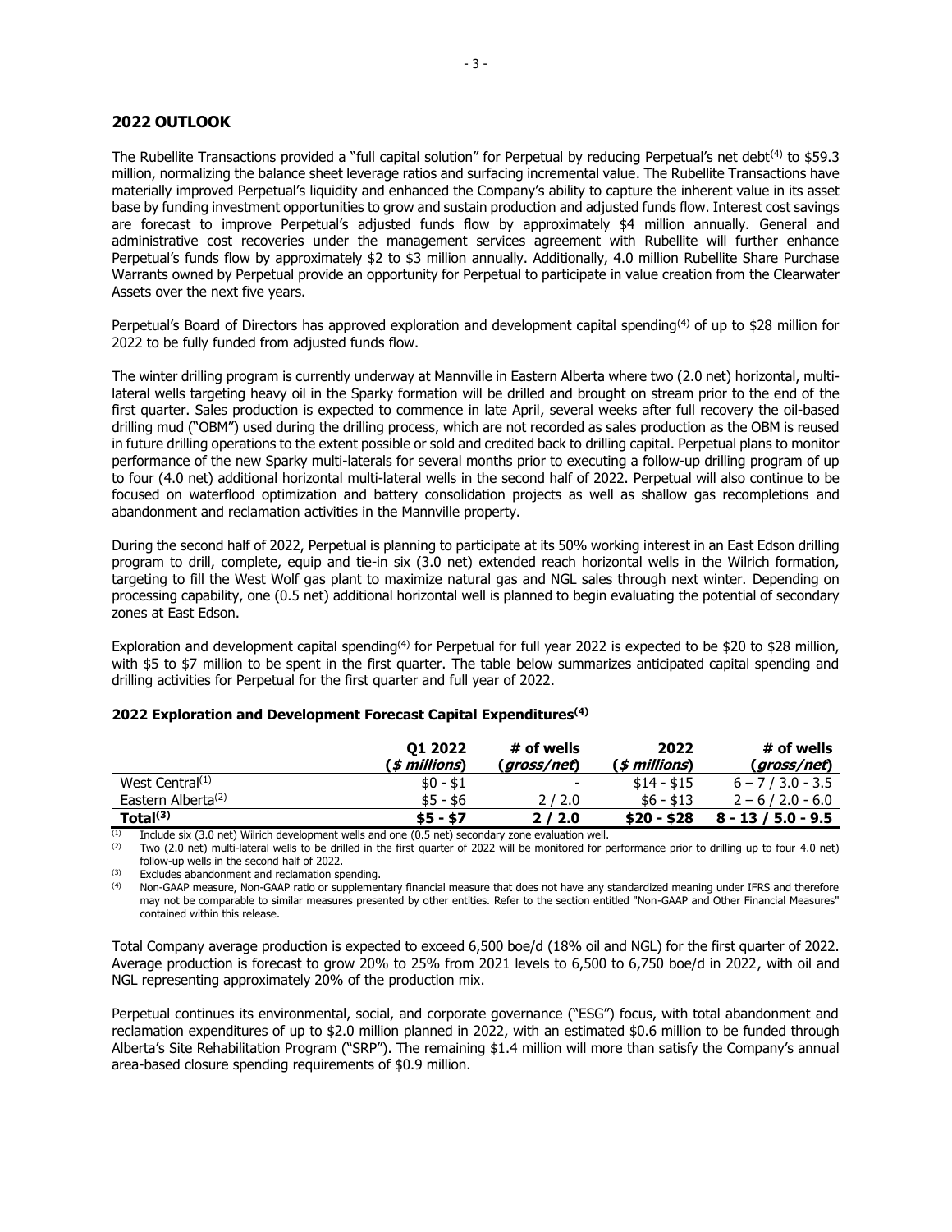## 2022 OUTLOOK

The Rubellite Transactions provided a "full capital solution" for Perpetual by reducing Perpetual's net debt[4] to $59.3 million, normalizing the balance sheet leverage ratios and surfacing incremental value. The Rubellite Transactions have materially improved Perpetual's liquidity and enhanced the Company's ability to capture the inherent value in its asset base by funding investment opportunities to grow and sustain production and adjusted funds flow. Interest cost savings are forecast to improve Perpetual's adjusted funds flow by approximately $4 million annually. General and administrative cost recoveries under the management services agreement with Rubellite will further enhance Perpetual's funds flow by approximately $2 to $3 million annually. Additionally, 4.0 million Rubellite Share Purchase Warrants owned by Perpetual provide an opportunity for Perpetual to participate in value creation from the Clearwater Assets over the next five years.

Perpetual's Board of Directors has approved exploration and development capital spending[4] of up to $28 million for 2022 to be fully funded from adjusted funds flow.

The winter drilling program is currently underway at Mannville in Eastern Alberta where two (2.0 net) horizontal, multi-lateral wells targeting heavy oil in the Sparky formation will be drilled and brought on stream prior to the end of the first quarter. Sales production is expected to commence in late April, several weeks after full recovery the oil-based drilling mud ("OBM") used during the drilling process, which are not recorded as sales production as the OBM is reused in future drilling operations to the extent possible or sold and credited back to drilling capital. Perpetual plans to monitor performance of the new Sparky multi-laterals for several months prior to executing a follow-up drilling program of up to four (4.0 net) additional horizontal multi-lateral wells in the second half of 2022. Perpetual will also continue to be focused on waterflood optimization and battery consolidation projects as well as shallow gas recompletions and abandonment and reclamation activities in the Mannville property.

During the second half of 2022, Perpetual is planning to participate at its 50% working interest in an East Edson drilling program to drill, complete, equip and tie-in six (3.0 net) extended reach horizontal wells in the Wilrich formation, targeting to fill the West Wolf gas plant to maximize natural gas and NGL sales through next winter. Depending on processing capability, one (0.5 net) additional horizontal well is planned to begin evaluating the potential of secondary zones at East Edson.

Exploration and development capital spending[4] for Perpetual for full year 2022 is expected to be $20 to $28 million, with $5 to $7 million to be spent in the first quarter. The table below summarizes anticipated capital spending and drilling activities for Perpetual for the first quarter and full year of 2022.

### 2022 Exploration and Development Forecast Capital Expenditures[4]

| | Q1 2022 (*$ millions*) | # of wells (*gross/net*) | 2022 (*$ millions*) | # of wells (*gross/net*) |
|---|---|---|---|---|
| West Central[1] | $0 - $1 | - | $14 - $15 | 6 – 7 / 3.0 - 3.5 |
| Eastern Alberta[2] | $5 - $6 | 2 / 2.0 | $6 - $13 | 2 – 6 / 2.0 - 6.0 |
| **Total[3]** | **$5 - $7** | **2 / 2.0** | **$20 - $28** | **8 - 13 / 5.0 - 9.5** |

(1) Include six (3.0 net) Wilrich development wells and one (0.5 net) secondary zone evaluation well.
(2) Two (2.0 net) multi-lateral wells to be drilled in the first quarter of 2022 will be monitored for performance prior to drilling up to four 4.0 net) follow-up wells in the second half of 2022.
(3) Excludes abandonment and reclamation spending.
(4) Non-GAAP measure, Non-GAAP ratio or supplementary financial measure that does not have any standardized meaning under IFRS and therefore may not be comparable to similar measures presented by other entities. Refer to the section entitled "Non-GAAP and Other Financial Measures" contained within this release.

Total Company average production is expected to exceed 6,500 boe/d (18% oil and NGL) for the first quarter of 2022. Average production is forecast to grow 20% to 25% from 2021 levels to 6,500 to 6,750 boe/d in 2022, with oil and NGL representing approximately 20% of the production mix.

Perpetual continues its environmental, social, and corporate governance ("ESG") focus, with total abandonment and reclamation expenditures of up to $2.0 million planned in 2022, with an estimated $0.6 million to be funded through Alberta's Site Rehabilitation Program ("SRP"). The remaining $1.4 million will more than satisfy the Company's annual area-based closure spending requirements of $0.9 million.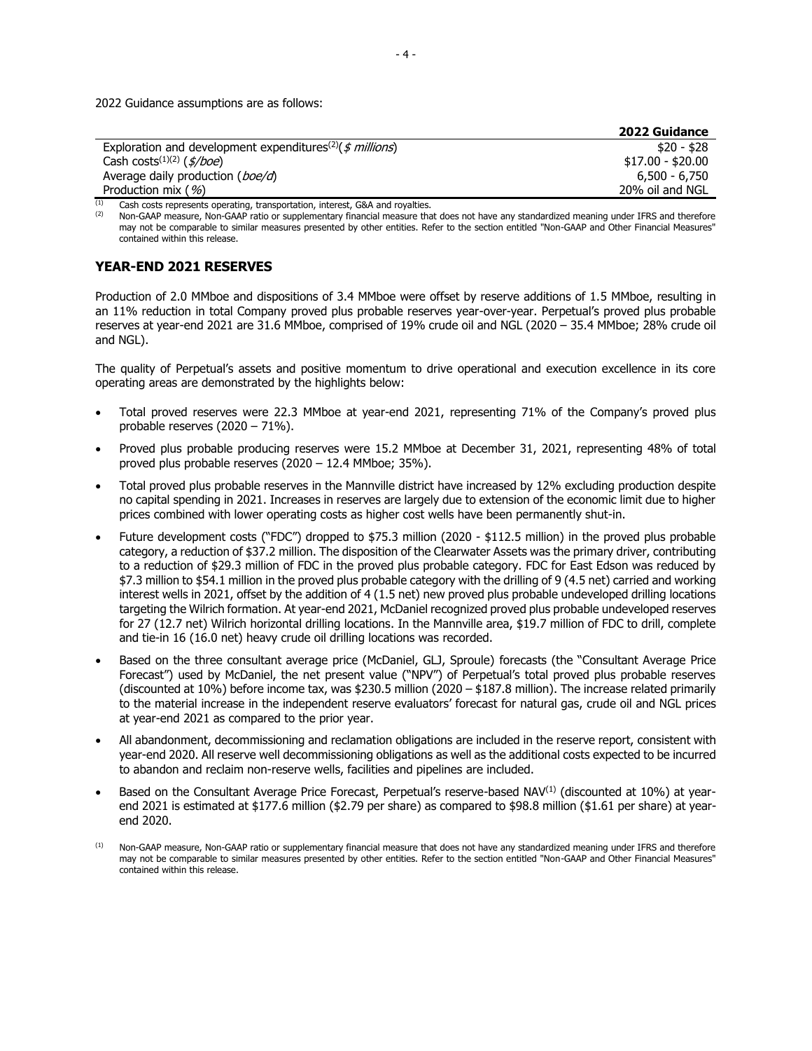2022 Guidance assumptions are as follows:

| | 2022 Guidance |
|---|---|
| Exploration and development expenditures[(2)](*$ millions*) | $20 - $28 |
| Cash costs[(1)(2)] (*$/boe*) | $17.00 - $20.00 |
| Average daily production (*boe/d*) | 6,500 - 6,750 |
| Production mix ( *%*) | 20% oil and NGL |

(1) Cash costs represents operating, transportation, interest, G&A and royalties.
(2) Non-GAAP measure, Non-GAAP ratio or supplementary financial measure that does not have any standardized meaning under IFRS and therefore may not be comparable to similar measures presented by other entities. Refer to the section entitled "Non-GAAP and Other Financial Measures" contained within this release.

## YEAR-END 2021 RESERVES

Production of 2.0 MMboe and dispositions of 3.4 MMboe were offset by reserve additions of 1.5 MMboe, resulting in an 11% reduction in total Company proved plus probable reserves year-over-year. Perpetual's proved plus probable reserves at year-end 2021 are 31.6 MMboe, comprised of 19% crude oil and NGL (2020 – 35.4 MMboe; 28% crude oil and NGL).

The quality of Perpetual's assets and positive momentum to drive operational and execution excellence in its core operating areas are demonstrated by the highlights below:

- Total proved reserves were 22.3 MMboe at year-end 2021, representing 71% of the Company's proved plus probable reserves (2020 – 71%).
- Proved plus probable producing reserves were 15.2 MMboe at December 31, 2021, representing 48% of total proved plus probable reserves (2020 – 12.4 MMboe; 35%).
- Total proved plus probable reserves in the Mannville district have increased by 12% excluding production despite no capital spending in 2021. Increases in reserves are largely due to extension of the economic limit due to higher prices combined with lower operating costs as higher cost wells have been permanently shut-in.
- Future development costs ("FDC") dropped to $75.3 million (2020 - $112.5 million) in the proved plus probable category, a reduction of $37.2 million. The disposition of the Clearwater Assets was the primary driver, contributing to a reduction of $29.3 million of FDC in the proved plus probable category. FDC for East Edson was reduced by $7.3 million to $54.1 million in the proved plus probable category with the drilling of 9 (4.5 net) carried and working interest wells in 2021, offset by the addition of 4 (1.5 net) new proved plus probable undeveloped drilling locations targeting the Wilrich formation. At year-end 2021, McDaniel recognized proved plus probable undeveloped reserves for 27 (12.7 net) Wilrich horizontal drilling locations. In the Mannville area, $19.7 million of FDC to drill, complete and tie-in 16 (16.0 net) heavy crude oil drilling locations was recorded.
- Based on the three consultant average price (McDaniel, GLJ, Sproule) forecasts (the "Consultant Average Price Forecast") used by McDaniel, the net present value ("NPV") of Perpetual's total proved plus probable reserves (discounted at 10%) before income tax, was $230.5 million (2020 – $187.8 million). The increase related primarily to the material increase in the independent reserve evaluators' forecast for natural gas, crude oil and NGL prices at year-end 2021 as compared to the prior year.
- All abandonment, decommissioning and reclamation obligations are included in the reserve report, consistent with year-end 2020. All reserve well decommissioning obligations as well as the additional costs expected to be incurred to abandon and reclaim non-reserve wells, facilities and pipelines are included.
- Based on the Consultant Average Price Forecast, Perpetual's reserve-based NAV[(1)] (discounted at 10%) at year-end 2021 is estimated at $177.6 million ($2.79 per share) as compared to $98.8 million ($1.61 per share) at year-end 2020.

(1) Non-GAAP measure, Non-GAAP ratio or supplementary financial measure that does not have any standardized meaning under IFRS and therefore may not be comparable to similar measures presented by other entities. Refer to the section entitled "Non-GAAP and Other Financial Measures" contained within this release.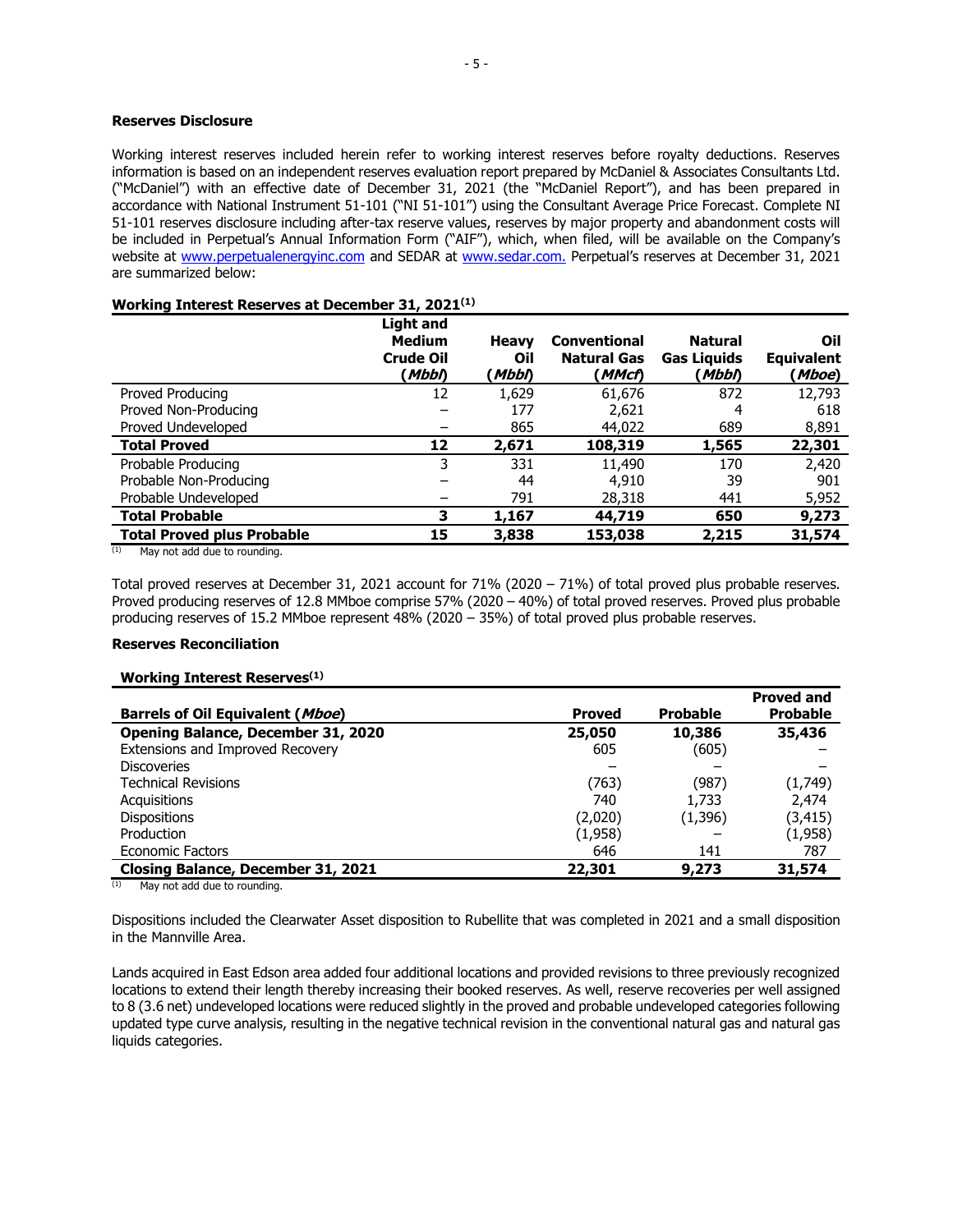### Reserves Disclosure

Working interest reserves included herein refer to working interest reserves before royalty deductions. Reserves information is based on an independent reserves evaluation report prepared by McDaniel & Associates Consultants Ltd. ("McDaniel") with an effective date of December 31, 2021 (the "McDaniel Report"), and has been prepared in accordance with National Instrument 51-101 ("NI 51-101") using the Consultant Average Price Forecast. Complete NI 51-101 reserves disclosure including after-tax reserve values, reserves by major property and abandonment costs will be included in Perpetual's Annual Information Form ("AIF"), which, when filed, will be available on the Company's website at www.perpetualenergyinc.com and SEDAR at www.sedar.com. Perpetual's reserves at December 31, 2021 are summarized below:

**Working Interest Reserves at December 31, 2021[(1)]**

| | Light and Medium Crude Oil (*Mbbl*) | Heavy Oil (*Mbbl*) | Conventional Natural Gas (*MMcf*) | Natural Gas Liquids (*Mbbl*) | Oil Equivalent (*Mboe*) |
|---|---|---|---|---|---|
| Proved Producing | 12 | 1,629 | 61,676 | 872 | 12,793 |
| Proved Non-Producing | – | 177 | 2,621 | 4 | 618 |
| Proved Undeveloped | – | 865 | 44,022 | 689 | 8,891 |
| **Total Proved** | **12** | **2,671** | **108,319** | **1,565** | **22,301** |
| Probable Producing | 3 | 331 | 11,490 | 170 | 2,420 |
| Probable Non-Producing | – | 44 | 4,910 | 39 | 901 |
| Probable Undeveloped | – | 791 | 28,318 | 441 | 5,952 |
| **Total Probable** | **3** | **1,167** | **44,719** | **650** | **9,273** |
| **Total Proved plus Probable** | **15** | **3,838** | **153,038** | **2,215** | **31,574** |

(1) May not add due to rounding.

Total proved reserves at December 31, 2021 account for 71% (2020 – 71%) of total proved plus probable reserves. Proved producing reserves of 12.8 MMboe comprise 57% (2020 – 40%) of total proved reserves. Proved plus probable producing reserves of 15.2 MMboe represent 48% (2020 – 35%) of total proved plus probable reserves.

### Reserves Reconciliation

**Working Interest Reserves[(1)]**

| Barrels of Oil Equivalent (*Mboe*) | Proved | Probable | Proved and Probable |
|---|---|---|---|
| **Opening Balance, December 31, 2020** | **25,050** | **10,386** | **35,436** |
| Extensions and Improved Recovery | 605 | (605) | – |
| Discoveries | – | – | – |
| Technical Revisions | (763) | (987) | (1,749) |
| Acquisitions | 740 | 1,733 | 2,474 |
| Dispositions | (2,020) | (1,396) | (3,415) |
| Production | (1,958) | – | (1,958) |
| Economic Factors | 646 | 141 | 787 |
| **Closing Balance, December 31, 2021** | **22,301** | **9,273** | **31,574** |

(1) May not add due to rounding.

Dispositions included the Clearwater Asset disposition to Rubellite that was completed in 2021 and a small disposition in the Mannville Area.

Lands acquired in East Edson area added four additional locations and provided revisions to three previously recognized locations to extend their length thereby increasing their booked reserves. As well, reserve recoveries per well assigned to 8 (3.6 net) undeveloped locations were reduced slightly in the proved and probable undeveloped categories following updated type curve analysis, resulting in the negative technical revision in the conventional natural gas and natural gas liquids categories.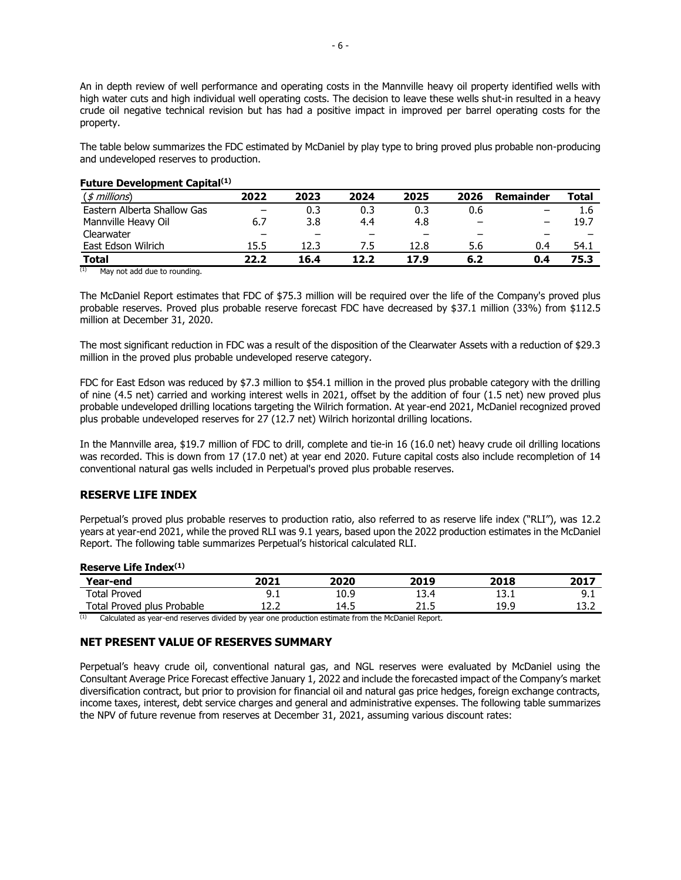An in depth review of well performance and operating costs in the Mannville heavy oil property identified wells with high water cuts and high individual well operating costs. The decision to leave these wells shut-in resulted in a heavy crude oil negative technical revision but has had a positive impact in improved per barrel operating costs for the property.

The table below summarizes the FDC estimated by McDaniel by play type to bring proved plus probable non-producing and undeveloped reserves to production.

**Future Development Capital[(1)]**

| (*$ millions*) | 2022 | 2023 | 2024 | 2025 | 2026 | Remainder | Total |
|---|---|---|---|---|---|---|---|
| Eastern Alberta Shallow Gas | – | 0.3 | 0.3 | 0.3 | 0.6 | – | 1.6 |
| Mannville Heavy Oil | 6.7 | 3.8 | 4.4 | 4.8 | – | – | 19.7 |
| Clearwater | – | – | – | – | – | – | – |
| East Edson Wilrich | 15.5 | 12.3 | 7.5 | 12.8 | 5.6 | 0.4 | 54.1 |
| **Total** | **22.2** | **16.4** | **12.2** | **17.9** | **6.2** | **0.4** | **75.3** |

(1) May not add due to rounding.

The McDaniel Report estimates that FDC of $75.3 million will be required over the life of the Company's proved plus probable reserves. Proved plus probable reserve forecast FDC have decreased by $37.1 million (33%) from $112.5 million at December 31, 2020.

The most significant reduction in FDC was a result of the disposition of the Clearwater Assets with a reduction of $29.3 million in the proved plus probable undeveloped reserve category.

FDC for East Edson was reduced by $7.3 million to $54.1 million in the proved plus probable category with the drilling of nine (4.5 net) carried and working interest wells in 2021, offset by the addition of four (1.5 net) new proved plus probable undeveloped drilling locations targeting the Wilrich formation. At year-end 2021, McDaniel recognized proved plus probable undeveloped reserves for 27 (12.7 net) Wilrich horizontal drilling locations.

In the Mannville area, $19.7 million of FDC to drill, complete and tie-in 16 (16.0 net) heavy crude oil drilling locations was recorded. This is down from 17 (17.0 net) at year end 2020. Future capital costs also include recompletion of 14 conventional natural gas wells included in Perpetual's proved plus probable reserves.

## RESERVE LIFE INDEX

Perpetual's proved plus probable reserves to production ratio, also referred to as reserve life index ("RLI"), was 12.2 years at year-end 2021, while the proved RLI was 9.1 years, based upon the 2022 production estimates in the McDaniel Report. The following table summarizes Perpetual's historical calculated RLI.

**Reserve Life Index[(1)]**

| Year-end | 2021 | 2020 | 2019 | 2018 | 2017 |
|---|---|---|---|---|---|
| Total Proved | 9.1 | 10.9 | 13.4 | 13.1 | 9.1 |
| Total Proved plus Probable | 12.2 | 14.5 | 21.5 | 19.9 | 13.2 |

(1) Calculated as year-end reserves divided by year one production estimate from the McDaniel Report.

## NET PRESENT VALUE OF RESERVES SUMMARY

Perpetual's heavy crude oil, conventional natural gas, and NGL reserves were evaluated by McDaniel using the Consultant Average Price Forecast effective January 1, 2022 and include the forecasted impact of the Company's market diversification contract, but prior to provision for financial oil and natural gas price hedges, foreign exchange contracts, income taxes, interest, debt service charges and general and administrative expenses. The following table summarizes the NPV of future revenue from reserves at December 31, 2021, assuming various discount rates: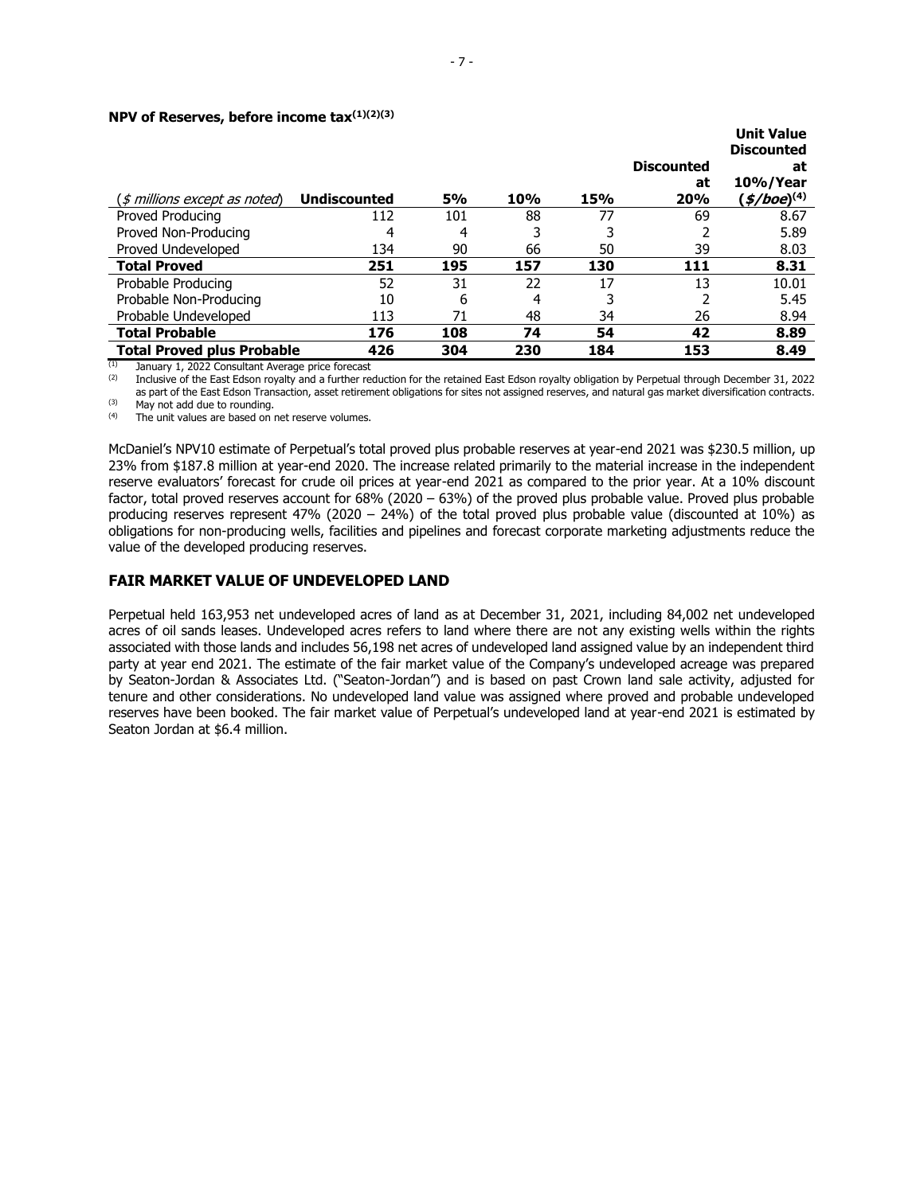**NPV of Reserves, before income tax(1)(2)(3)**

| (*$ millions except as noted*) | Undiscounted | 5% | 10% | 15% | Discounted at 20% | Unit Value Discounted at 10%/Year (*$/boe*)(4) |
|---|---|---|---|---|---|---|
| Proved Producing | 112 | 101 | 88 | 77 | 69 | 8.67 |
| Proved Non-Producing | 4 | 4 | 3 | 3 | 2 | 5.89 |
| Proved Undeveloped | 134 | 90 | 66 | 50 | 39 | 8.03 |
| **Total Proved** | **251** | **195** | **157** | **130** | **111** | **8.31** |
| Probable Producing | 52 | 31 | 22 | 17 | 13 | 10.01 |
| Probable Non-Producing | 10 | 6 | 4 | 3 | 2 | 5.45 |
| Probable Undeveloped | 113 | 71 | 48 | 34 | 26 | 8.94 |
| **Total Probable** | **176** | **108** | **74** | **54** | **42** | **8.89** |
| **Total Proved plus Probable** | **426** | **304** | **230** | **184** | **153** | **8.49** |

(1) January 1, 2022 Consultant Average price forecast
(2) Inclusive of the East Edson royalty and a further reduction for the retained East Edson royalty obligation by Perpetual through December 31, 2022 as part of the East Edson Transaction, asset retirement obligations for sites not assigned reserves, and natural gas market diversification contracts.
(3) May not add due to rounding.
(4) The unit values are based on net reserve volumes.

McDaniel's NPV10 estimate of Perpetual's total proved plus probable reserves at year-end 2021 was $230.5 million, up 23% from $187.8 million at year-end 2020. The increase related primarily to the material increase in the independent reserve evaluators' forecast for crude oil prices at year-end 2021 as compared to the prior year. At a 10% discount factor, total proved reserves account for 68% (2020 – 63%) of the proved plus probable value. Proved plus probable producing reserves represent 47% (2020 – 24%) of the total proved plus probable value (discounted at 10%) as obligations for non-producing wells, facilities and pipelines and forecast corporate marketing adjustments reduce the value of the developed producing reserves.

## FAIR MARKET VALUE OF UNDEVELOPED LAND

Perpetual held 163,953 net undeveloped acres of land as at December 31, 2021, including 84,002 net undeveloped acres of oil sands leases. Undeveloped acres refers to land where there are not any existing wells within the rights associated with those lands and includes 56,198 net acres of undeveloped land assigned value by an independent third party at year end 2021. The estimate of the fair market value of the Company's undeveloped acreage was prepared by Seaton-Jordan & Associates Ltd. ("Seaton-Jordan") and is based on past Crown land sale activity, adjusted for tenure and other considerations. No undeveloped land value was assigned where proved and probable undeveloped reserves have been booked. The fair market value of Perpetual's undeveloped land at year-end 2021 is estimated by Seaton Jordan at $6.4 million.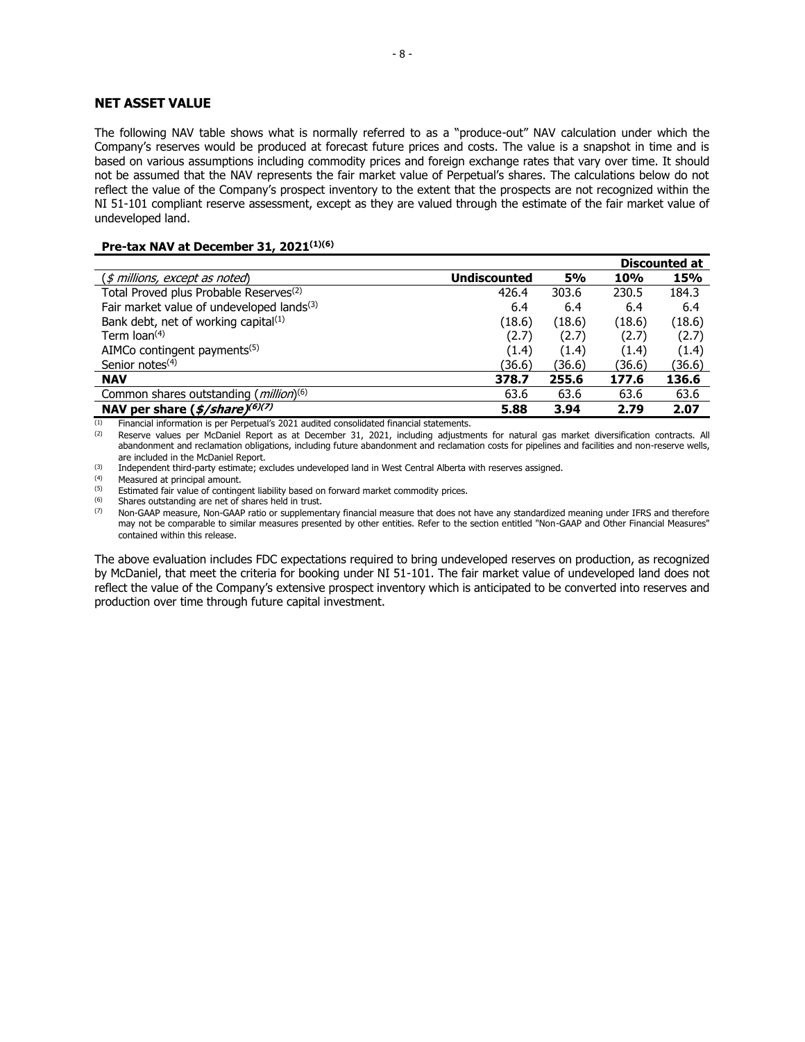## NET ASSET VALUE

The following NAV table shows what is normally referred to as a "produce-out" NAV calculation under which the Company's reserves would be produced at forecast future prices and costs. The value is a snapshot in time and is based on various assumptions including commodity prices and foreign exchange rates that vary over time. It should not be assumed that the NAV represents the fair market value of Perpetual's shares. The calculations below do not reflect the value of the Company's prospect inventory to the extent that the prospects are not recognized within the NI 51-101 compliant reserve assessment, except as they are valued through the estimate of the fair market value of undeveloped land.

**Pre-tax NAV at December 31, 2021[(1)(6)]**

| | | | Discounted at | |
|---|---|---|---|---|
| (*$ millions, except as noted*) | **Undiscounted** | **5%** | **10%** | **15%** |
| Total Proved plus Probable Reserves[(2)] | 426.4 | 303.6 | 230.5 | 184.3 |
| Fair market value of undeveloped lands[(3)] | 6.4 | 6.4 | 6.4 | 6.4 |
| Bank debt, net of working capital[(1)] | (18.6) | (18.6) | (18.6) | (18.6) |
| Term loan[(4)] | (2.7) | (2.7) | (2.7) | (2.7) |
| AIMCo contingent payments[(5)] | (1.4) | (1.4) | (1.4) | (1.4) |
| Senior notes[(4)] | (36.6) | (36.6) | (36.6) | (36.6) |
| **NAV** | **378.7** | **255.6** | **177.6** | **136.6** |
| Common shares outstanding (*million*)[(6)] | 63.6 | 63.6 | 63.6 | 63.6 |
| **NAV per share (*$/share*)[(6)(7)]** | **5.88** | **3.94** | **2.79** | **2.07** |

(1) Financial information is per Perpetual's 2021 audited consolidated financial statements.
(2) Reserve values per McDaniel Report as at December 31, 2021, including adjustments for natural gas market diversification contracts. All abandonment and reclamation obligations, including future abandonment and reclamation costs for pipelines and facilities and non-reserve wells, are included in the McDaniel Report.
(3) Independent third-party estimate; excludes undeveloped land in West Central Alberta with reserves assigned.
(4) Measured at principal amount.
(5) Estimated fair value of contingent liability based on forward market commodity prices.
(6) Shares outstanding are net of shares held in trust.
(7) Non-GAAP measure, Non-GAAP ratio or supplementary financial measure that does not have any standardized meaning under IFRS and therefore may not be comparable to similar measures presented by other entities. Refer to the section entitled "Non-GAAP and Other Financial Measures" contained within this release.

The above evaluation includes FDC expectations required to bring undeveloped reserves on production, as recognized by McDaniel, that meet the criteria for booking under NI 51-101. The fair market value of undeveloped land does not reflect the value of the Company's extensive prospect inventory which is anticipated to be converted into reserves and production over time through future capital investment.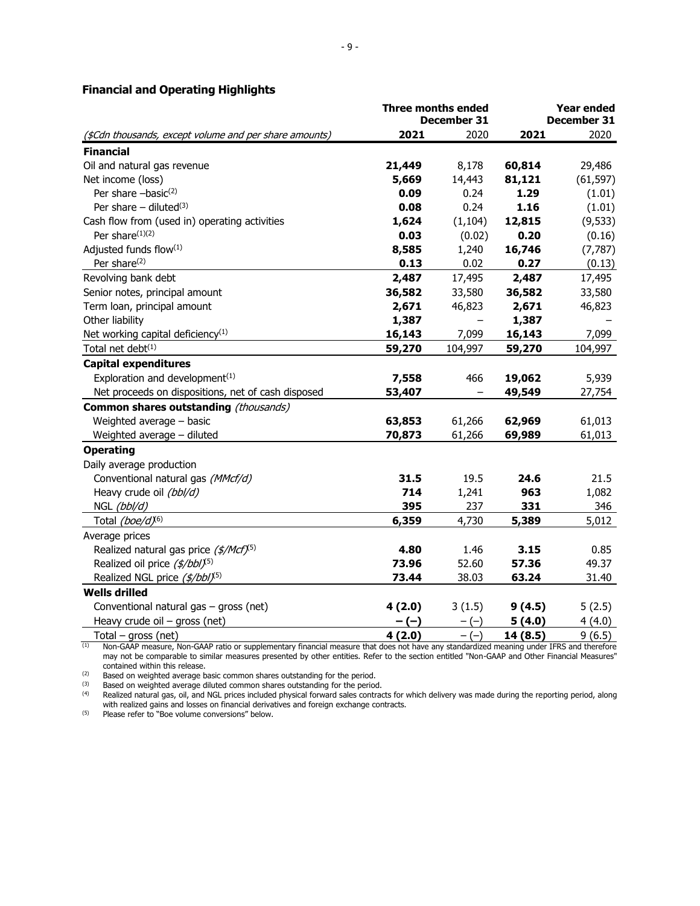### Financial and Operating Highlights

| ($Cdn thousands, except volume and per share amounts) | Three months ended December 31 | | Year ended December 31 | |
|---|---|---|---|---|
| | **2021** | 2020 | **2021** | 2020 |
| **Financial** | | | | |
| Oil and natural gas revenue | **21,449** | 8,178 | **60,814** | 29,486 |
| Net income (loss) | **5,669** | 14,443 | **81,121** | (61,597) |
| Per share –basic[(2)] | **0.09** | 0.24 | **1.29** | (1.01) |
| Per share – diluted[(3)] | **0.08** | 0.24 | **1.16** | (1.01) |
| Cash flow from (used in) operating activities | **1,624** | (1,104) | **12,815** | (9,533) |
| Per share[(1)(2)] | **0.03** | (0.02) | **0.20** | (0.16) |
| Adjusted funds flow[(1)] | **8,585** | 1,240 | **16,746** | (7,787) |
| Per share[(2)] | **0.13** | 0.02 | **0.27** | (0.13) |
| Revolving bank debt | **2,487** | 17,495 | **2,487** | 17,495 |
| Senior notes, principal amount | **36,582** | 33,580 | **36,582** | 33,580 |
| Term loan, principal amount | **2,671** | 46,823 | **2,671** | 46,823 |
| Other liability | **1,387** | – | **1,387** | – |
| Net working capital deficiency[(1)] | **16,143** | 7,099 | **16,143** | 7,099 |
| Total net debt[(1)] | **59,270** | 104,997 | **59,270** | 104,997 |
| **Capital expenditures** | | | | |
| Exploration and development[(1)] | **7,558** | 466 | **19,062** | 5,939 |
| Net proceeds on dispositions, net of cash disposed | **53,407** | – | **49,549** | 27,754 |
| **Common shares outstanding** *(thousands)* | | | | |
| Weighted average – basic | **63,853** | 61,266 | **62,969** | 61,013 |
| Weighted average – diluted | **70,873** | 61,266 | **69,989** | 61,013 |
| **Operating** | | | | |
| Daily average production | | | | |
| Conventional natural gas *(MMcf/d)* | **31.5** | 19.5 | **24.6** | 21.5 |
| Heavy crude oil *(bbl/d)* | **714** | 1,241 | **963** | 1,082 |
| NGL *(bbl/d)* | **395** | 237 | **331** | 346 |
| Total *(boe/d)*[(6)] | **6,359** | 4,730 | **5,389** | 5,012 |
| Average prices | | | | |
| Realized natural gas price *($/Mcf)*[(5)] | **4.80** | 1.46 | **3.15** | 0.85 |
| Realized oil price *($/bbl)*[(5)] | **73.96** | 52.60 | **57.36** | 49.37 |
| Realized NGL price *($/bbl)*[(5)] | **73.44** | 38.03 | **63.24** | 31.40 |
| **Wells drilled** | | | | |
| Conventional natural gas – gross (net) | **4 (2.0)** | 3 (1.5) | **9 (4.5)** | 5 (2.5) |
| Heavy crude oil – gross (net) | **– (–)** | – (–) | **5 (4.0)** | 4 (4.0) |
| Total – gross (net) | **4 (2.0)** | – (–) | **14 (8.5)** | 9 (6.5) |

(1) Non-GAAP measure, Non-GAAP ratio or supplementary financial measure that does not have any standardized meaning under IFRS and therefore may not be comparable to similar measures presented by other entities. Refer to the section entitled "Non-GAAP and Other Financial Measures" contained within this release.

(2) Based on weighted average basic common shares outstanding for the period.

(3) Based on weighted average diluted common shares outstanding for the period.

(4) Realized natural gas, oil, and NGL prices included physical forward sales contracts for which delivery was made during the reporting period, along with realized gains and losses on financial derivatives and foreign exchange contracts.

(5) Please refer to "Boe volume conversions" below.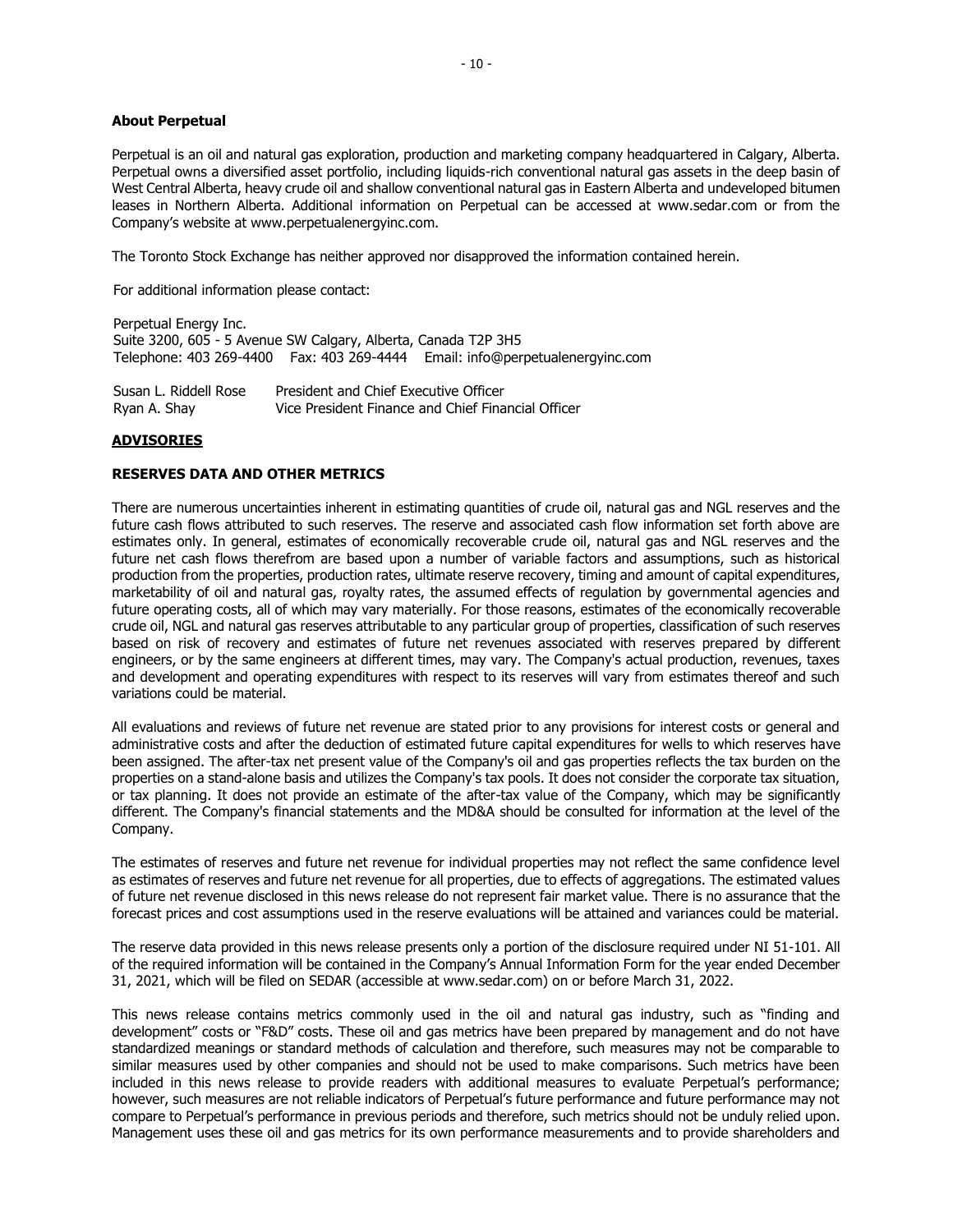## About Perpetual

Perpetual is an oil and natural gas exploration, production and marketing company headquartered in Calgary, Alberta. Perpetual owns a diversified asset portfolio, including liquids-rich conventional natural gas assets in the deep basin of West Central Alberta, heavy crude oil and shallow conventional natural gas in Eastern Alberta and undeveloped bitumen leases in Northern Alberta. Additional information on Perpetual can be accessed at www.sedar.com or from the Company's website at www.perpetualenergyinc.com.

The Toronto Stock Exchange has neither approved nor disapproved the information contained herein.

For additional information please contact:

Perpetual Energy Inc.
Suite 3200, 605 - 5 Avenue SW Calgary, Alberta, Canada T2P 3H5
Telephone: 403 269-4400 Fax: 403 269-4444 Email: info@perpetualenergyinc.com

Susan L. Riddell Rose — President and Chief Executive Officer
Ryan A. Shay — Vice President Finance and Chief Financial Officer

## ADVISORIES

### RESERVES DATA AND OTHER METRICS

There are numerous uncertainties inherent in estimating quantities of crude oil, natural gas and NGL reserves and the future cash flows attributed to such reserves. The reserve and associated cash flow information set forth above are estimates only. In general, estimates of economically recoverable crude oil, natural gas and NGL reserves and the future net cash flows therefrom are based upon a number of variable factors and assumptions, such as historical production from the properties, production rates, ultimate reserve recovery, timing and amount of capital expenditures, marketability of oil and natural gas, royalty rates, the assumed effects of regulation by governmental agencies and future operating costs, all of which may vary materially. For those reasons, estimates of the economically recoverable crude oil, NGL and natural gas reserves attributable to any particular group of properties, classification of such reserves based on risk of recovery and estimates of future net revenues associated with reserves prepared by different engineers, or by the same engineers at different times, may vary. The Company's actual production, revenues, taxes and development and operating expenditures with respect to its reserves will vary from estimates thereof and such variations could be material.

All evaluations and reviews of future net revenue are stated prior to any provisions for interest costs or general and administrative costs and after the deduction of estimated future capital expenditures for wells to which reserves have been assigned. The after-tax net present value of the Company's oil and gas properties reflects the tax burden on the properties on a stand-alone basis and utilizes the Company's tax pools. It does not consider the corporate tax situation, or tax planning. It does not provide an estimate of the after-tax value of the Company, which may be significantly different. The Company's financial statements and the MD&A should be consulted for information at the level of the Company.

The estimates of reserves and future net revenue for individual properties may not reflect the same confidence level as estimates of reserves and future net revenue for all properties, due to effects of aggregations. The estimated values of future net revenue disclosed in this news release do not represent fair market value. There is no assurance that the forecast prices and cost assumptions used in the reserve evaluations will be attained and variances could be material.

The reserve data provided in this news release presents only a portion of the disclosure required under NI 51-101. All of the required information will be contained in the Company's Annual Information Form for the year ended December 31, 2021, which will be filed on SEDAR (accessible at www.sedar.com) on or before March 31, 2022.

This news release contains metrics commonly used in the oil and natural gas industry, such as "finding and development" costs or "F&D" costs. These oil and gas metrics have been prepared by management and do not have standardized meanings or standard methods of calculation and therefore, such measures may not be comparable to similar measures used by other companies and should not be used to make comparisons. Such metrics have been included in this news release to provide readers with additional measures to evaluate Perpetual's performance; however, such measures are not reliable indicators of Perpetual's future performance and future performance may not compare to Perpetual's performance in previous periods and therefore, such metrics should not be unduly relied upon. Management uses these oil and gas metrics for its own performance measurements and to provide shareholders and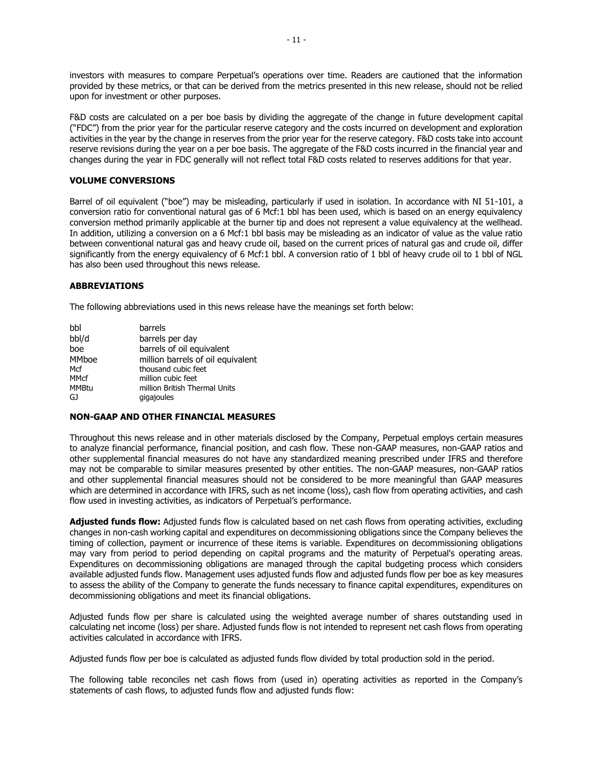investors with measures to compare Perpetual's operations over time. Readers are cautioned that the information provided by these metrics, or that can be derived from the metrics presented in this new release, should not be relied upon for investment or other purposes.

F&D costs are calculated on a per boe basis by dividing the aggregate of the change in future development capital ("FDC") from the prior year for the particular reserve category and the costs incurred on development and exploration activities in the year by the change in reserves from the prior year for the reserve category. F&D costs take into account reserve revisions during the year on a per boe basis. The aggregate of the F&D costs incurred in the financial year and changes during the year in FDC generally will not reflect total F&D costs related to reserves additions for that year.

## VOLUME CONVERSIONS

Barrel of oil equivalent ("boe") may be misleading, particularly if used in isolation. In accordance with NI 51-101, a conversion ratio for conventional natural gas of 6 Mcf:1 bbl has been used, which is based on an energy equivalency conversion method primarily applicable at the burner tip and does not represent a value equivalency at the wellhead. In addition, utilizing a conversion on a 6 Mcf:1 bbl basis may be misleading as an indicator of value as the value ratio between conventional natural gas and heavy crude oil, based on the current prices of natural gas and crude oil, differ significantly from the energy equivalency of 6 Mcf:1 bbl. A conversion ratio of 1 bbl of heavy crude oil to 1 bbl of NGL has also been used throughout this news release.

## ABBREVIATIONS

The following abbreviations used in this news release have the meanings set forth below:

| | |
|---|---|
| bbl | barrels |
| bbl/d | barrels per day |
| boe | barrels of oil equivalent |
| MMboe | million barrels of oil equivalent |
| Mcf | thousand cubic feet |
| MMcf | million cubic feet |
| MMBtu | million British Thermal Units |
| GJ | gigajoules |

## NON-GAAP AND OTHER FINANCIAL MEASURES

Throughout this news release and in other materials disclosed by the Company, Perpetual employs certain measures to analyze financial performance, financial position, and cash flow. These non-GAAP measures, non-GAAP ratios and other supplemental financial measures do not have any standardized meaning prescribed under IFRS and therefore may not be comparable to similar measures presented by other entities. The non-GAAP measures, non-GAAP ratios and other supplemental financial measures should not be considered to be more meaningful than GAAP measures which are determined in accordance with IFRS, such as net income (loss), cash flow from operating activities, and cash flow used in investing activities, as indicators of Perpetual's performance.

**Adjusted funds flow:** Adjusted funds flow is calculated based on net cash flows from operating activities, excluding changes in non-cash working capital and expenditures on decommissioning obligations since the Company believes the timing of collection, payment or incurrence of these items is variable. Expenditures on decommissioning obligations may vary from period to period depending on capital programs and the maturity of Perpetual's operating areas. Expenditures on decommissioning obligations are managed through the capital budgeting process which considers available adjusted funds flow. Management uses adjusted funds flow and adjusted funds flow per boe as key measures to assess the ability of the Company to generate the funds necessary to finance capital expenditures, expenditures on decommissioning obligations and meet its financial obligations.

Adjusted funds flow per share is calculated using the weighted average number of shares outstanding used in calculating net income (loss) per share. Adjusted funds flow is not intended to represent net cash flows from operating activities calculated in accordance with IFRS.

Adjusted funds flow per boe is calculated as adjusted funds flow divided by total production sold in the period.

The following table reconciles net cash flows from (used in) operating activities as reported in the Company's statements of cash flows, to adjusted funds flow and adjusted funds flow: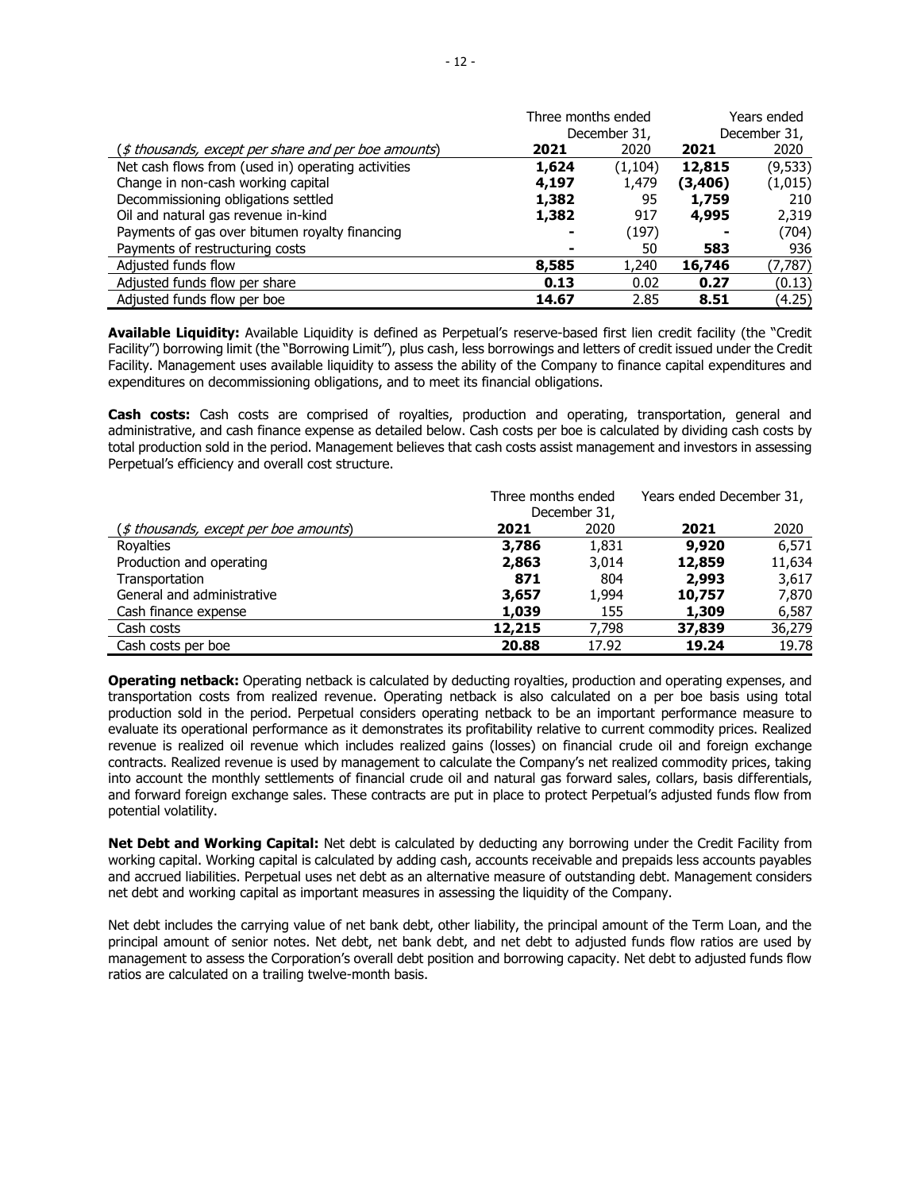| (*$ thousands, except per share and per boe amounts*) | Three months ended December 31, | | Years ended December 31, | |
|---|---|---|---|---|
| | **2021** | 2020 | **2021** | 2020 |
| Net cash flows from (used in) operating activities | **1,624** | (1,104) | **12,815** | (9,533) |
| Change in non-cash working capital | **4,197** | 1,479 | **(3,406)** | (1,015) |
| Decommissioning obligations settled | **1,382** | 95 | **1,759** | 210 |
| Oil and natural gas revenue in-kind | **1,382** | 917 | **4,995** | 2,319 |
| Payments of gas over bitumen royalty financing | **-** | (197) | **-** | (704) |
| Payments of restructuring costs | **-** | 50 | **583** | 936 |
| Adjusted funds flow | **8,585** | 1,240 | **16,746** | (7,787) |
| Adjusted funds flow per share | **0.13** | 0.02 | **0.27** | (0.13) |
| Adjusted funds flow per boe | **14.67** | 2.85 | **8.51** | (4.25) |

**Available Liquidity:** Available Liquidity is defined as Perpetual's reserve-based first lien credit facility (the "Credit Facility") borrowing limit (the "Borrowing Limit"), plus cash, less borrowings and letters of credit issued under the Credit Facility. Management uses available liquidity to assess the ability of the Company to finance capital expenditures and expenditures on decommissioning obligations, and to meet its financial obligations.

**Cash costs:** Cash costs are comprised of royalties, production and operating, transportation, general and administrative, and cash finance expense as detailed below. Cash costs per boe is calculated by dividing cash costs by total production sold in the period. Management believes that cash costs assist management and investors in assessing Perpetual's efficiency and overall cost structure.

| (*$ thousands, except per boe amounts*) | Three months ended December 31, | | Years ended December 31, | |
|---|---|---|---|---|
| | **2021** | 2020 | **2021** | 2020 |
| Royalties | **3,786** | 1,831 | **9,920** | 6,571 |
| Production and operating | **2,863** | 3,014 | **12,859** | 11,634 |
| Transportation | **871** | 804 | **2,993** | 3,617 |
| General and administrative | **3,657** | 1,994 | **10,757** | 7,870 |
| Cash finance expense | **1,039** | 155 | **1,309** | 6,587 |
| Cash costs | **12,215** | 7,798 | **37,839** | 36,279 |
| Cash costs per boe | **20.88** | 17.92 | **19.24** | 19.78 |

**Operating netback:** Operating netback is calculated by deducting royalties, production and operating expenses, and transportation costs from realized revenue. Operating netback is also calculated on a per boe basis using total production sold in the period. Perpetual considers operating netback to be an important performance measure to evaluate its operational performance as it demonstrates its profitability relative to current commodity prices. Realized revenue is realized oil revenue which includes realized gains (losses) on financial crude oil and foreign exchange contracts. Realized revenue is used by management to calculate the Company's net realized commodity prices, taking into account the monthly settlements of financial crude oil and natural gas forward sales, collars, basis differentials, and forward foreign exchange sales. These contracts are put in place to protect Perpetual's adjusted funds flow from potential volatility.

**Net Debt and Working Capital:** Net debt is calculated by deducting any borrowing under the Credit Facility from working capital. Working capital is calculated by adding cash, accounts receivable and prepaids less accounts payables and accrued liabilities. Perpetual uses net debt as an alternative measure of outstanding debt. Management considers net debt and working capital as important measures in assessing the liquidity of the Company.

Net debt includes the carrying value of net bank debt, other liability, the principal amount of the Term Loan, and the principal amount of senior notes. Net debt, net bank debt, and net debt to adjusted funds flow ratios are used by management to assess the Corporation's overall debt position and borrowing capacity. Net debt to adjusted funds flow ratios are calculated on a trailing twelve-month basis.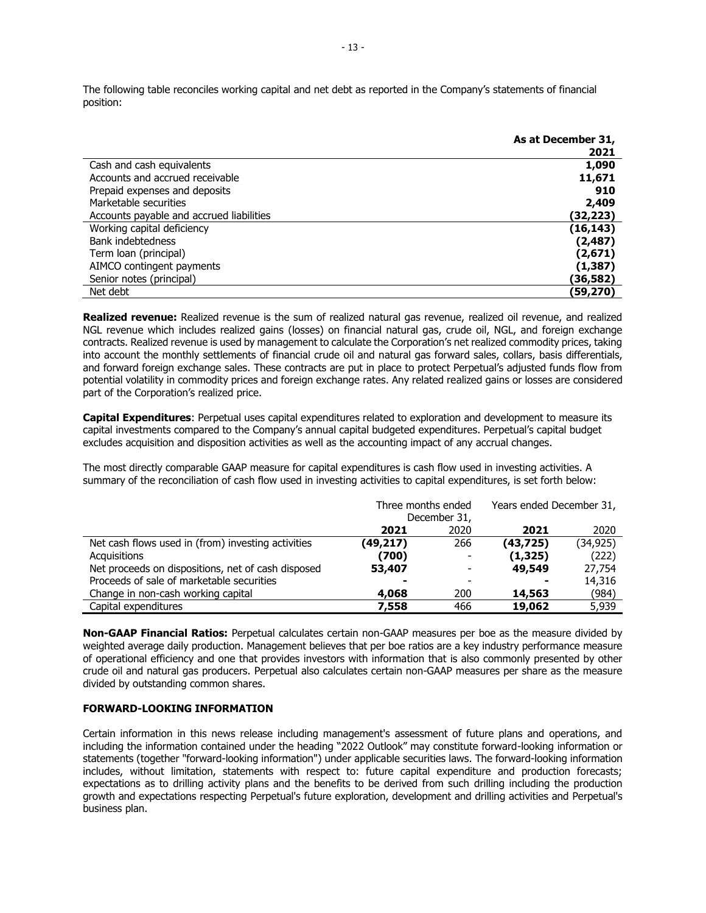The following table reconciles working capital and net debt as reported in the Company's statements of financial position:

| | As at December 31, 2021 |
|---|---|
| Cash and cash equivalents | **1,090** |
| Accounts and accrued receivable | **11,671** |
| Prepaid expenses and deposits | **910** |
| Marketable securities | **2,409** |
| Accounts payable and accrued liabilities | **(32,223)** |
| Working capital deficiency | **(16,143)** |
| Bank indebtedness | **(2,487)** |
| Term loan (principal) | **(2,671)** |
| AIMCO contingent payments | **(1,387)** |
| Senior notes (principal) | **(36,582)** |
| Net debt | **(59,270)** |

**Realized revenue:** Realized revenue is the sum of realized natural gas revenue, realized oil revenue, and realized NGL revenue which includes realized gains (losses) on financial natural gas, crude oil, NGL, and foreign exchange contracts. Realized revenue is used by management to calculate the Corporation's net realized commodity prices, taking into account the monthly settlements of financial crude oil and natural gas forward sales, collars, basis differentials, and forward foreign exchange sales. These contracts are put in place to protect Perpetual's adjusted funds flow from potential volatility in commodity prices and foreign exchange rates. Any related realized gains or losses are considered part of the Corporation's realized price.

**Capital Expenditures**: Perpetual uses capital expenditures related to exploration and development to measure its capital investments compared to the Company's annual capital budgeted expenditures. Perpetual's capital budget excludes acquisition and disposition activities as well as the accounting impact of any accrual changes.

The most directly comparable GAAP measure for capital expenditures is cash flow used in investing activities. A summary of the reconciliation of cash flow used in investing activities to capital expenditures, is set forth below:

| | Three months ended December 31, | | Years ended December 31, | |
|---|---|---|---|---|
| | **2021** | 2020 | **2021** | 2020 |
| Net cash flows used in (from) investing activities | **(49,217)** | 266 | **(43,725)** | (34,925) |
| Acquisitions | **(700)** | - | **(1,325)** | (222) |
| Net proceeds on dispositions, net of cash disposed | **53,407** | - | **49,549** | 27,754 |
| Proceeds of sale of marketable securities | **-** | - | **-** | 14,316 |
| Change in non-cash working capital | **4,068** | 200 | **14,563** | (984) |
| Capital expenditures | **7,558** | 466 | **19,062** | 5,939 |

**Non-GAAP Financial Ratios:** Perpetual calculates certain non-GAAP measures per boe as the measure divided by weighted average daily production. Management believes that per boe ratios are a key industry performance measure of operational efficiency and one that provides investors with information that is also commonly presented by other crude oil and natural gas producers. Perpetual also calculates certain non-GAAP measures per share as the measure divided by outstanding common shares.

## FORWARD-LOOKING INFORMATION

Certain information in this news release including management's assessment of future plans and operations, and including the information contained under the heading "2022 Outlook" may constitute forward-looking information or statements (together "forward-looking information") under applicable securities laws. The forward-looking information includes, without limitation, statements with respect to: future capital expenditure and production forecasts; expectations as to drilling activity plans and the benefits to be derived from such drilling including the production growth and expectations respecting Perpetual's future exploration, development and drilling activities and Perpetual's business plan.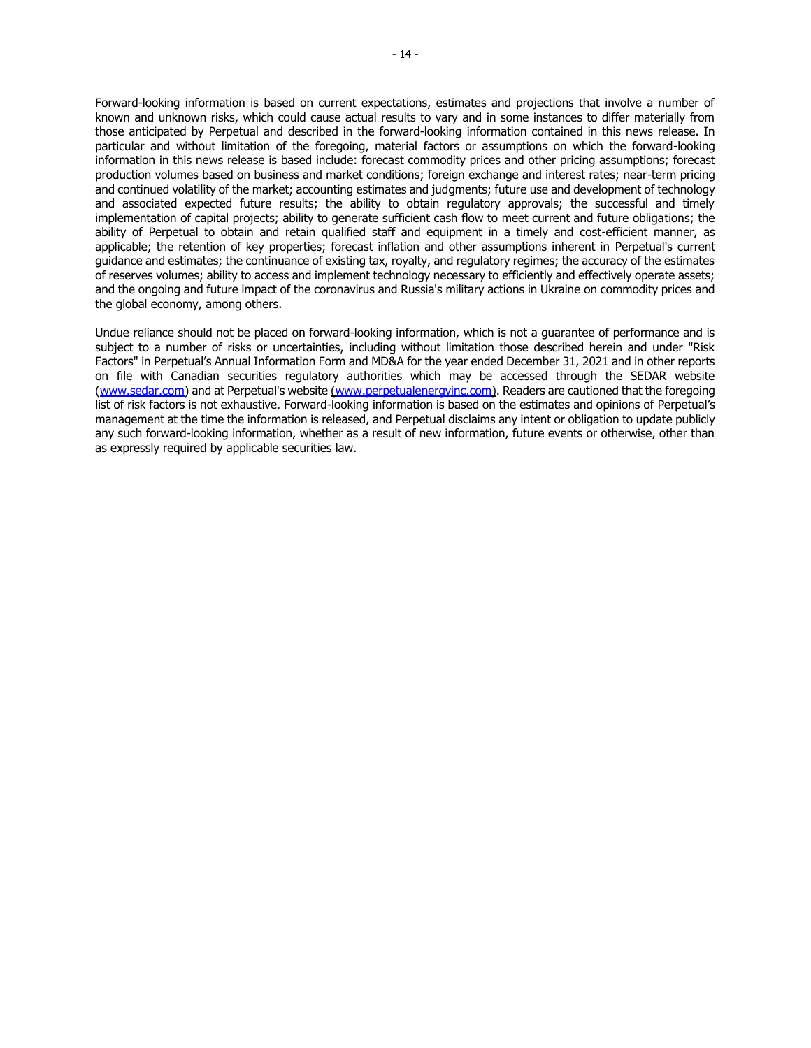Forward-looking information is based on current expectations, estimates and projections that involve a number of known and unknown risks, which could cause actual results to vary and in some instances to differ materially from those anticipated by Perpetual and described in the forward-looking information contained in this news release. In particular and without limitation of the foregoing, material factors or assumptions on which the forward-looking information in this news release is based include: forecast commodity prices and other pricing assumptions; forecast production volumes based on business and market conditions; foreign exchange and interest rates; near-term pricing and continued volatility of the market; accounting estimates and judgments; future use and development of technology and associated expected future results; the ability to obtain regulatory approvals; the successful and timely implementation of capital projects; ability to generate sufficient cash flow to meet current and future obligations; the ability of Perpetual to obtain and retain qualified staff and equipment in a timely and cost-efficient manner, as applicable; the retention of key properties; forecast inflation and other assumptions inherent in Perpetual's current guidance and estimates; the continuance of existing tax, royalty, and regulatory regimes; the accuracy of the estimates of reserves volumes; ability to access and implement technology necessary to efficiently and effectively operate assets; and the ongoing and future impact of the coronavirus and Russia's military actions in Ukraine on commodity prices and the global economy, among others.

Undue reliance should not be placed on forward-looking information, which is not a guarantee of performance and is subject to a number of risks or uncertainties, including without limitation those described herein and under "Risk Factors" in Perpetual's Annual Information Form and MD&A for the year ended December 31, 2021 and in other reports on file with Canadian securities regulatory authorities which may be accessed through the SEDAR website (www.sedar.com) and at Perpetual's website (www.perpetualenergyinc.com). Readers are cautioned that the foregoing list of risk factors is not exhaustive. Forward-looking information is based on the estimates and opinions of Perpetual's management at the time the information is released, and Perpetual disclaims any intent or obligation to update publicly any such forward-looking information, whether as a result of new information, future events or otherwise, other than as expressly required by applicable securities law.